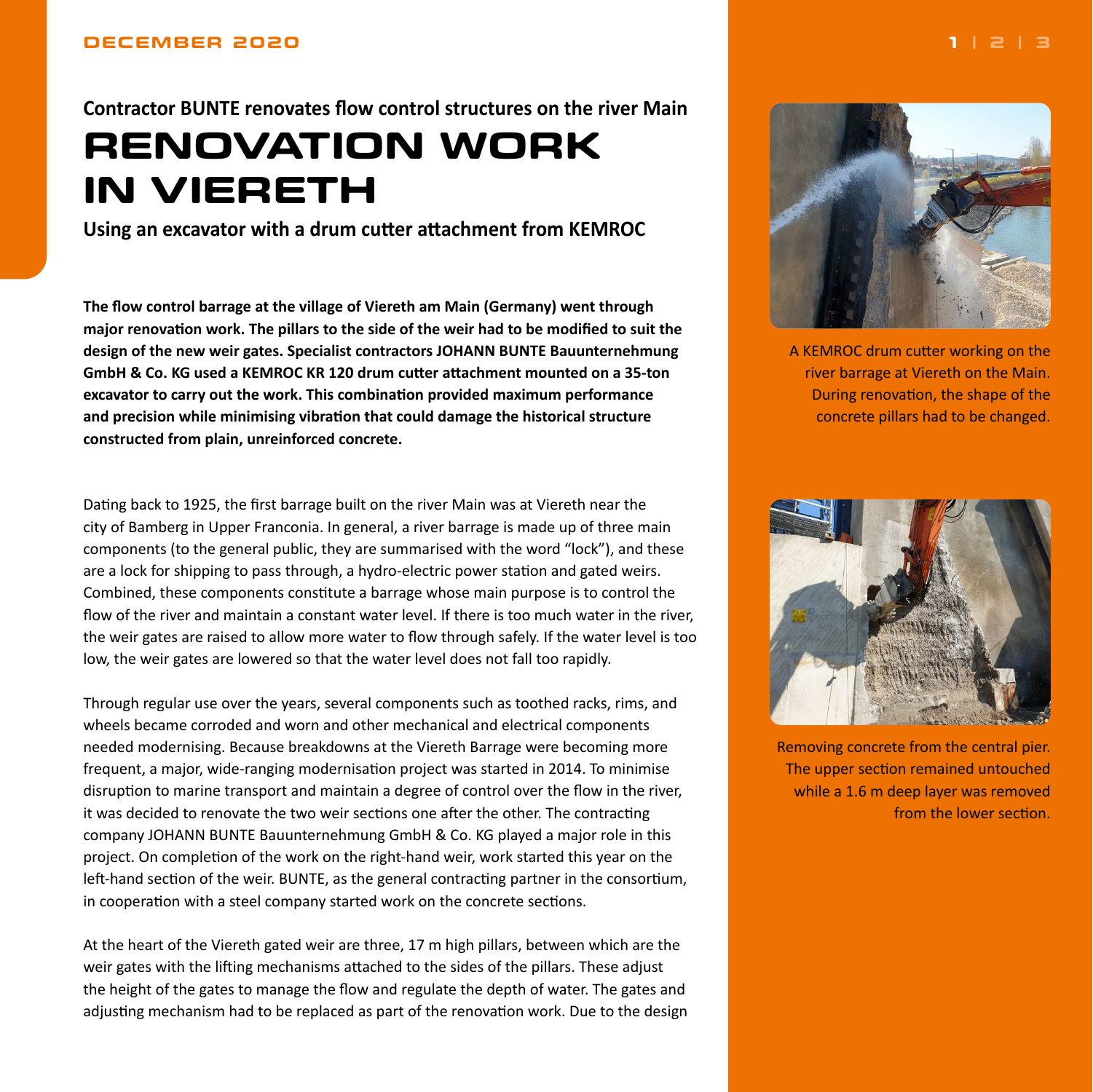Contractor BUNTE renovates flow control structures on the river Main

# RENOVATION WORK IN VIERETH

**Using an excavator with a drum cutter attachment from KEMROC**

**The flow control barrage at the village of Viereth am Main (Germany) went through major renovation work. The pillars to the side of the weir had to be modified to suit the design of the new weir gates. Specialist contractors JOHANN BUNTE Bauunternehmung GmbH & Co. KG used a KEMROC KR 120 drum cutter attachment mounted on a 35-ton excavator to carry out the work. This combination provided maximum performance and precision while minimising vibration that could damage the historical structure constructed from plain, unreinforced concrete.**

Dating back to 1925, the first barrage built on the river Main was at Viereth near the city of Bamberg in Upper Franconia. In general, a river barrage is made up of three main components (to the general public, they are summarised with the word "lock"), and these are a lock for shipping to pass through, a hydro-electric power station and gated weirs. Combined, these components constitute a barrage whose main purpose is to control the flow of the river and maintain a constant water level. If there is too much water in the river, the weir gates are raised to allow more water to flow through safely. If the water level is too low, the weir gates are lowered so that the water level does not fall too rapidly.

Through regular use over the years, several components such as toothed racks, rims, and wheels became corroded and worn and other mechanical and electrical components needed modernising. Because breakdowns at the Viereth Barrage were becoming more frequent, a major, wide-ranging modernisation project was started in 2014. To minimise disruption to marine transport and maintain a degree of control over the flow in the river, it was decided to renovate the two weir sections one after the other. The contracting company JOHANN BUNTE Bauunternehmung GmbH & Co. KG played a major role in this project. On completion of the work on the right-hand weir, work started this year on the left-hand section of the weir. BUNTE, as the general contracting partner in the consortium, in cooperation with a steel company started work on the concrete sections.

At the heart of the Viereth gated weir are three, 17 m high pillars, between which are the weir gates with the lifting mechanisms attached to the sides of the pillars. These adjust the height of the gates to manage the flow and regulate the depth of water. The gates and adjusting mechanism had to be replaced as part of the renovation work. Due to the design

A KEMROC drum cutter working on the river barrage at Viereth on the Main. During renovation, the shape of the concrete pillars had to be changed.

Removing concrete from the central pier. The upper section remained untouched while a 1.6 m deep layer was removed from the lower section.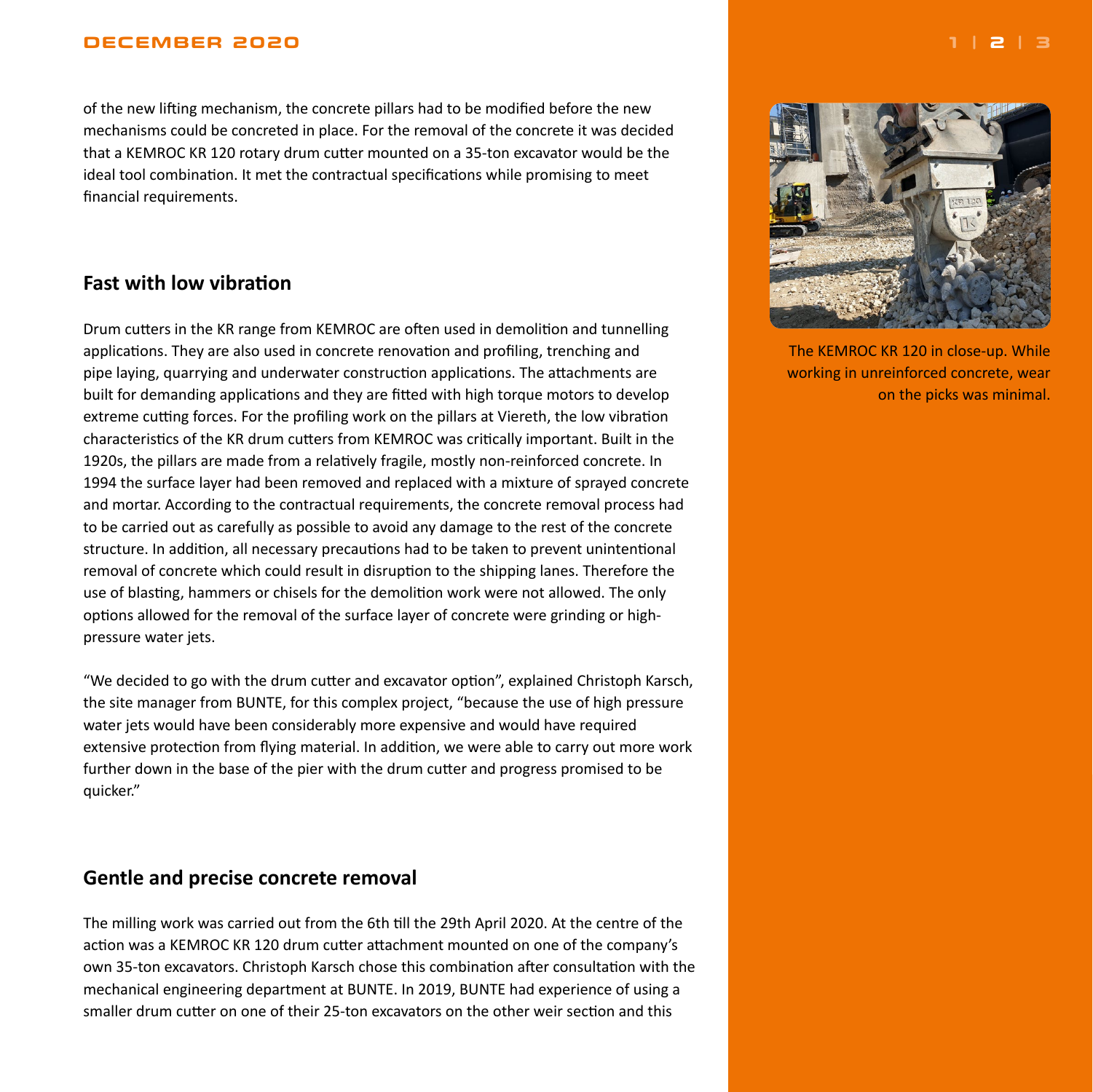of the new lifting mechanism, the concrete pillars had to be modified before the new mechanisms could be concreted in place. For the removal of the concrete it was decided that a KEMROC KR 120 rotary drum cutter mounted on a 35-ton excavator would be the ideal tool combination. It met the contractual specifications while promising to meet financial requirements.

## Fast with low vibration

Drum cutters in the KR range from KEMROC are often used in demolition and tunnelling applications. They are also used in concrete renovation and profiling, trenching and pipe laying, quarrying and underwater construction applications. The attachments are built for demanding applications and they are fitted with high torque motors to develop extreme cutting forces. For the profiling work on the pillars at Viereth, the low vibration characteristics of the KR drum cutters from KEMROC was critically important. Built in the 1920s, the pillars are made from a relatively fragile, mostly non-reinforced concrete. In 1994 the surface layer had been removed and replaced with a mixture of sprayed concrete and mortar. According to the contractual requirements, the concrete removal process had to be carried out as carefully as possible to avoid any damage to the rest of the concrete structure. In addition, all necessary precautions had to be taken to prevent unintentional removal of concrete which could result in disruption to the shipping lanes. Therefore the use of blasting, hammers or chisels for the demolition work were not allowed. The only options allowed for the removal of the surface layer of concrete were grinding or high-pressure water jets.

"We decided to go with the drum cutter and excavator option", explained Christoph Karsch, the site manager from BUNTE, for this complex project, "because the use of high pressure water jets would have been considerably more expensive and would have required extensive protection from flying material. In addition, we were able to carry out more work further down in the base of the pier with the drum cutter and progress promised to be quicker."

## Gentle and precise concrete removal

The milling work was carried out from the 6th till the 29th April 2020. At the centre of the action was a KEMROC KR 120 drum cutter attachment mounted on one of the company's own 35-ton excavators. Christoph Karsch chose this combination after consultation with the mechanical engineering department at BUNTE. In 2019, BUNTE had experience of using a smaller drum cutter on one of their 25-ton excavators on the other weir section and this

The KEMROC KR 120 in close-up. While working in unreinforced concrete, wear on the picks was minimal.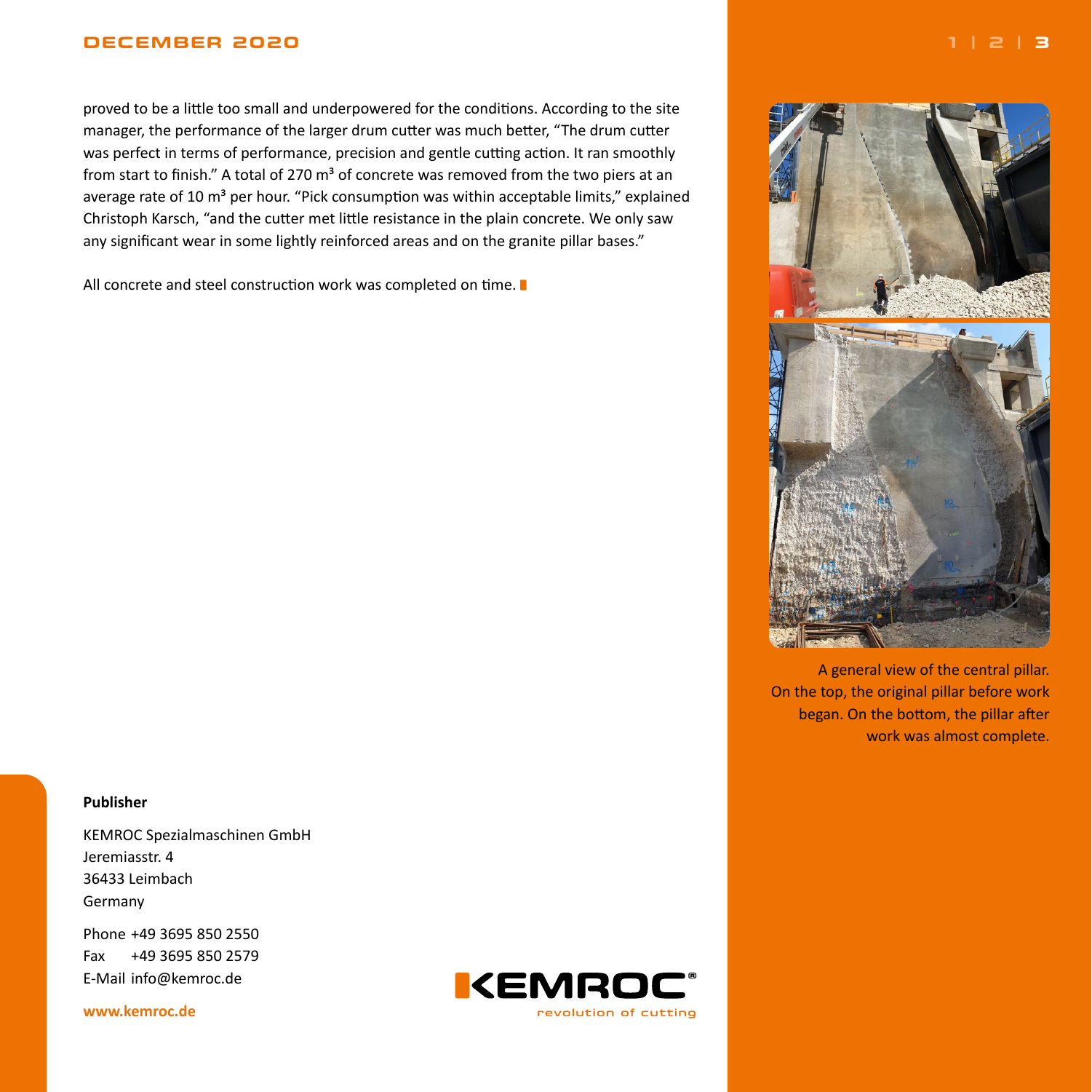proved to be a little too small and underpowered for the conditions. According to the site manager, the performance of the larger drum cutter was much better, "The drum cutter was perfect in terms of performance, precision and gentle cutting action. It ran smoothly from start to finish." A total of 270 m³ of concrete was removed from the two piers at an average rate of 10 m³ per hour. "Pick consumption was within acceptable limits," explained Christoph Karsch, "and the cutter met little resistance in the plain concrete. We only saw any significant wear in some lightly reinforced areas and on the granite pillar bases."

All concrete and steel construction work was completed on time.

A general view of the central pillar. On the top, the original pillar before work began. On the bottom, the pillar after work was almost complete.

**Publisher**

KEMROC Spezialmaschinen GmbH
Jeremiasstr. 4
36433 Leimbach
Germany

Phone +49 3695 850 2550
Fax +49 3695 850 2579
E-Mail info@kemroc.de

**www.kemroc.de**

KEMROC®
revolution of cutting